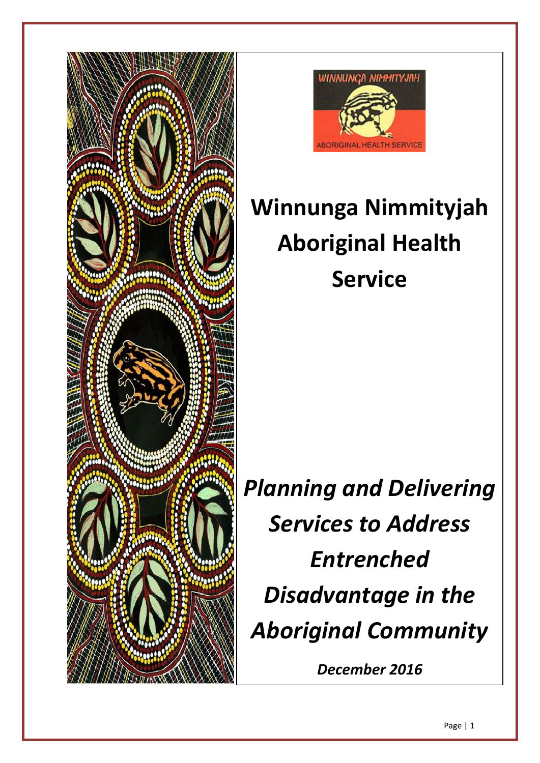# Winnunga Nimmityjah Aboriginal Health Service

## *Planning and Delivering Services to Address Entrenched Disadvantage in the Aboriginal Community*

***December 2016***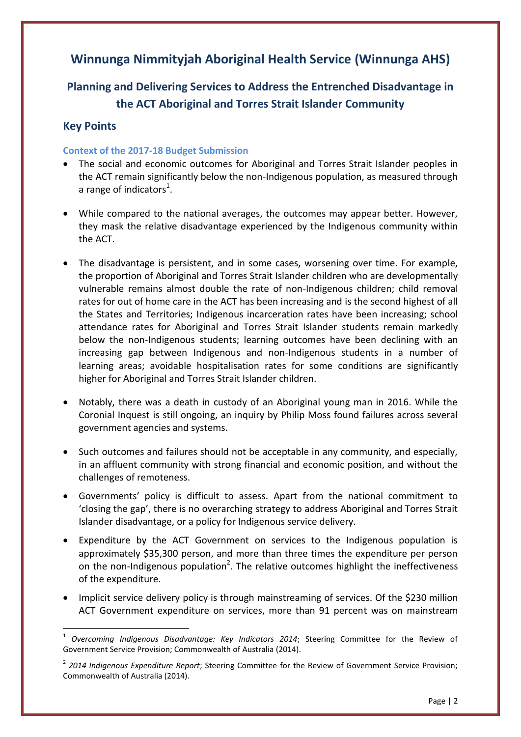# Winnunga Nimmityjah Aboriginal Health Service (Winnunga AHS)

## Planning and Delivering Services to Address the Entrenched Disadvantage in the ACT Aboriginal and Torres Strait Islander Community

### Key Points

#### Context of the 2017-18 Budget Submission

- The social and economic outcomes for Aboriginal and Torres Strait Islander peoples in the ACT remain significantly below the non-Indigenous population, as measured through a range of indicators[1].

- While compared to the national averages, the outcomes may appear better. However, they mask the relative disadvantage experienced by the Indigenous community within the ACT.

- The disadvantage is persistent, and in some cases, worsening over time. For example, the proportion of Aboriginal and Torres Strait Islander children who are developmentally vulnerable remains almost double the rate of non-Indigenous children; child removal rates for out of home care in the ACT has been increasing and is the second highest of all the States and Territories; Indigenous incarceration rates have been increasing; school attendance rates for Aboriginal and Torres Strait Islander students remain markedly below the non-Indigenous students; learning outcomes have been declining with an increasing gap between Indigenous and non-Indigenous students in a number of learning areas; avoidable hospitalisation rates for some conditions are significantly higher for Aboriginal and Torres Strait Islander children.

- Notably, there was a death in custody of an Aboriginal young man in 2016. While the Coronial Inquest is still ongoing, an inquiry by Philip Moss found failures across several government agencies and systems.

- Such outcomes and failures should not be acceptable in any community, and especially, in an affluent community with strong financial and economic position, and without the challenges of remoteness.

- Governments' policy is difficult to assess. Apart from the national commitment to 'closing the gap', there is no overarching strategy to address Aboriginal and Torres Strait Islander disadvantage, or a policy for Indigenous service delivery.

- Expenditure by the ACT Government on services to the Indigenous population is approximately $35,300 person, and more than three times the expenditure per person on the non-Indigenous population[2]. The relative outcomes highlight the ineffectiveness of the expenditure.

- Implicit service delivery policy is through mainstreaming of services. Of the $230 million ACT Government expenditure on services, more than 91 percent was on mainstream

---

[1] *Overcoming Indigenous Disadvantage: Key Indicators 2014*; Steering Committee for the Review of Government Service Provision; Commonwealth of Australia (2014).

[2] *2014 Indigenous Expenditure Report*; Steering Committee for the Review of Government Service Provision; Commonwealth of Australia (2014).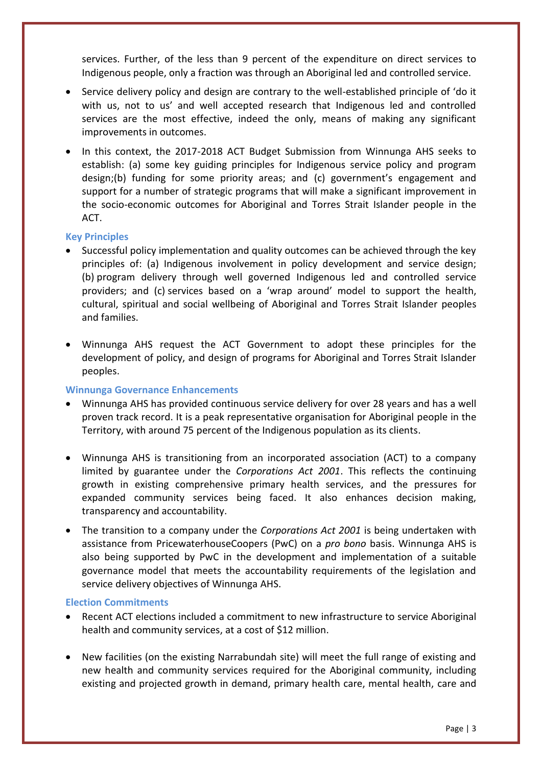services. Further, of the less than 9 percent of the expenditure on direct services to Indigenous people, only a fraction was through an Aboriginal led and controlled service.

- Service delivery policy and design are contrary to the well-established principle of 'do it with us, not to us' and well accepted research that Indigenous led and controlled services are the most effective, indeed the only, means of making any significant improvements in outcomes.
- In this context, the 2017-2018 ACT Budget Submission from Winnunga AHS seeks to establish: (a) some key guiding principles for Indigenous service policy and program design;(b) funding for some priority areas; and (c) government's engagement and support for a number of strategic programs that will make a significant improvement in the socio-economic outcomes for Aboriginal and Torres Strait Islander people in the ACT.

### Key Principles

- Successful policy implementation and quality outcomes can be achieved through the key principles of: (a) Indigenous involvement in policy development and service design; (b) program delivery through well governed Indigenous led and controlled service providers; and (c) services based on a 'wrap around' model to support the health, cultural, spiritual and social wellbeing of Aboriginal and Torres Strait Islander peoples and families.
- Winnunga AHS request the ACT Government to adopt these principles for the development of policy, and design of programs for Aboriginal and Torres Strait Islander peoples.

### Winnunga Governance Enhancements

- Winnunga AHS has provided continuous service delivery for over 28 years and has a well proven track record. It is a peak representative organisation for Aboriginal people in the Territory, with around 75 percent of the Indigenous population as its clients.
- Winnunga AHS is transitioning from an incorporated association (ACT) to a company limited by guarantee under the *Corporations Act 2001*. This reflects the continuing growth in existing comprehensive primary health services, and the pressures for expanded community services being faced. It also enhances decision making, transparency and accountability.
- The transition to a company under the *Corporations Act 2001* is being undertaken with assistance from PricewaterhouseCoopers (PwC) on a *pro bono* basis. Winnunga AHS is also being supported by PwC in the development and implementation of a suitable governance model that meets the accountability requirements of the legislation and service delivery objectives of Winnunga AHS.

### Election Commitments

- Recent ACT elections included a commitment to new infrastructure to service Aboriginal health and community services, at a cost of $12 million.
- New facilities (on the existing Narrabundah site) will meet the full range of existing and new health and community services required for the Aboriginal community, including existing and projected growth in demand, primary health care, mental health, care and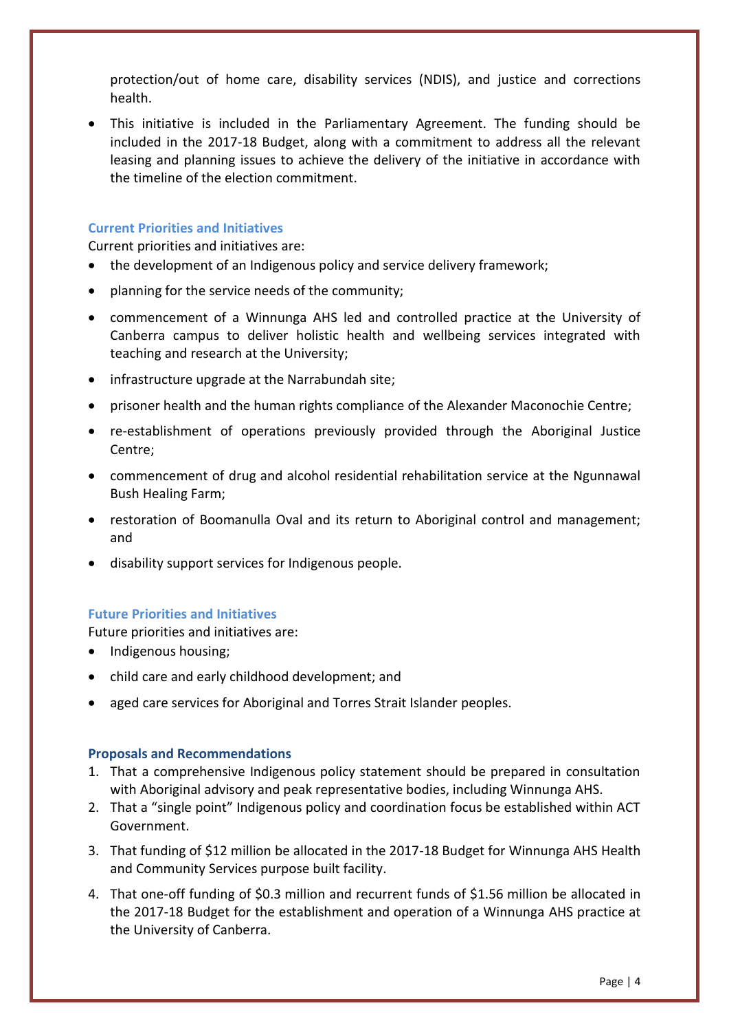protection/out of home care, disability services (NDIS), and justice and corrections health.

- This initiative is included in the Parliamentary Agreement. The funding should be included in the 2017-18 Budget, along with a commitment to address all the relevant leasing and planning issues to achieve the delivery of the initiative in accordance with the timeline of the election commitment.

### Current Priorities and Initiatives

Current priorities and initiatives are:

- the development of an Indigenous policy and service delivery framework;
- planning for the service needs of the community;
- commencement of a Winnunga AHS led and controlled practice at the University of Canberra campus to deliver holistic health and wellbeing services integrated with teaching and research at the University;
- infrastructure upgrade at the Narrabundah site;
- prisoner health and the human rights compliance of the Alexander Maconochie Centre;
- re-establishment of operations previously provided through the Aboriginal Justice Centre;
- commencement of drug and alcohol residential rehabilitation service at the Ngunnawal Bush Healing Farm;
- restoration of Boomanulla Oval and its return to Aboriginal control and management; and
- disability support services for Indigenous people.

### Future Priorities and Initiatives

Future priorities and initiatives are:

- Indigenous housing;
- child care and early childhood development; and
- aged care services for Aboriginal and Torres Strait Islander peoples.

### Proposals and Recommendations

1. That a comprehensive Indigenous policy statement should be prepared in consultation with Aboriginal advisory and peak representative bodies, including Winnunga AHS.
2. That a "single point" Indigenous policy and coordination focus be established within ACT Government.
3. That funding of $12 million be allocated in the 2017-18 Budget for Winnunga AHS Health and Community Services purpose built facility.
4. That one-off funding of $0.3 million and recurrent funds of $1.56 million be allocated in the 2017-18 Budget for the establishment and operation of a Winnunga AHS practice at the University of Canberra.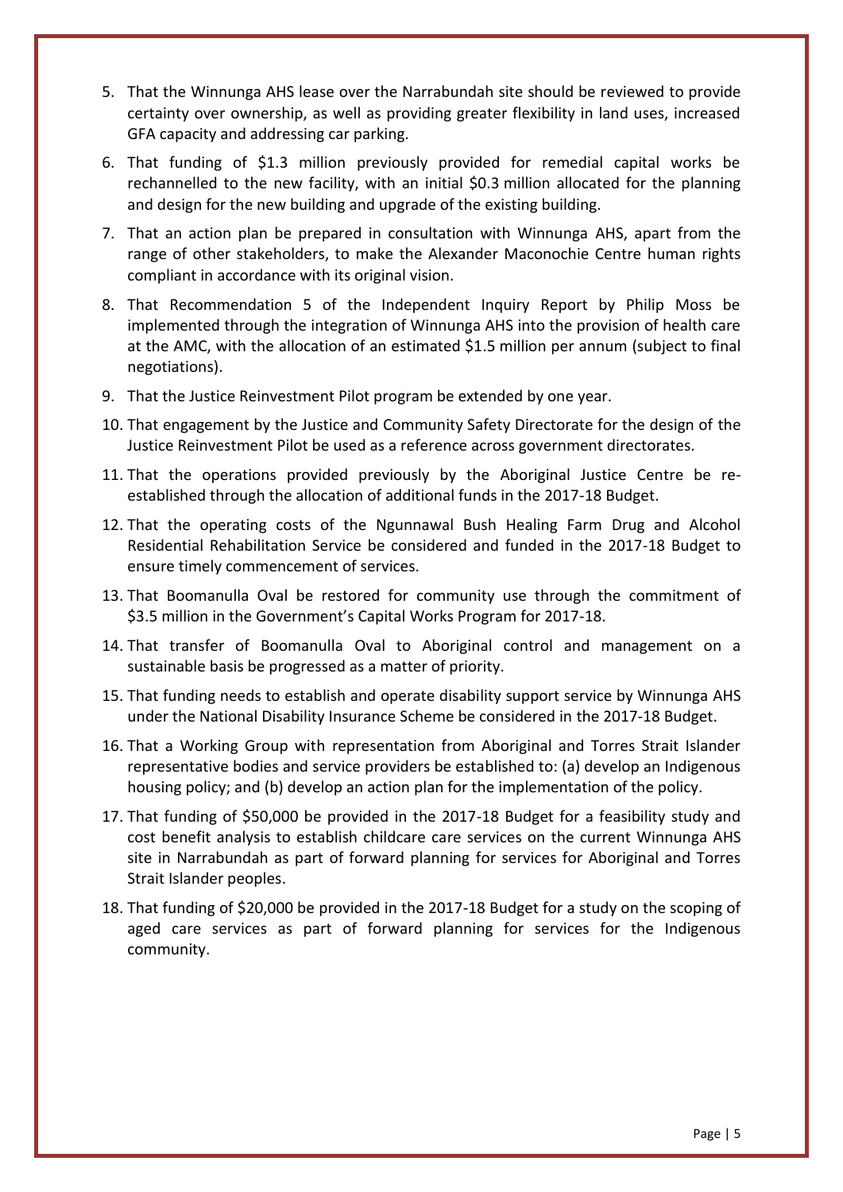5. That the Winnunga AHS lease over the Narrabundah site should be reviewed to provide certainty over ownership, as well as providing greater flexibility in land uses, increased GFA capacity and addressing car parking.
6. That funding of $1.3 million previously provided for remedial capital works be rechannelled to the new facility, with an initial $0.3 million allocated for the planning and design for the new building and upgrade of the existing building.
7. That an action plan be prepared in consultation with Winnunga AHS, apart from the range of other stakeholders, to make the Alexander Maconochie Centre human rights compliant in accordance with its original vision.
8. That Recommendation 5 of the Independent Inquiry Report by Philip Moss be implemented through the integration of Winnunga AHS into the provision of health care at the AMC, with the allocation of an estimated $1.5 million per annum (subject to final negotiations).
9. That the Justice Reinvestment Pilot program be extended by one year.
10. That engagement by the Justice and Community Safety Directorate for the design of the Justice Reinvestment Pilot be used as a reference across government directorates.
11. That the operations provided previously by the Aboriginal Justice Centre be re-established through the allocation of additional funds in the 2017-18 Budget.
12. That the operating costs of the Ngunnawal Bush Healing Farm Drug and Alcohol Residential Rehabilitation Service be considered and funded in the 2017-18 Budget to ensure timely commencement of services.
13. That Boomanulla Oval be restored for community use through the commitment of $3.5 million in the Government's Capital Works Program for 2017-18.
14. That transfer of Boomanulla Oval to Aboriginal control and management on a sustainable basis be progressed as a matter of priority.
15. That funding needs to establish and operate disability support service by Winnunga AHS under the National Disability Insurance Scheme be considered in the 2017-18 Budget.
16. That a Working Group with representation from Aboriginal and Torres Strait Islander representative bodies and service providers be established to: (a) develop an Indigenous housing policy; and (b) develop an action plan for the implementation of the policy.
17. That funding of $50,000 be provided in the 2017-18 Budget for a feasibility study and cost benefit analysis to establish childcare care services on the current Winnunga AHS site in Narrabundah as part of forward planning for services for Aboriginal and Torres Strait Islander peoples.
18. That funding of $20,000 be provided in the 2017-18 Budget for a study on the scoping of aged care services as part of forward planning for services for the Indigenous community.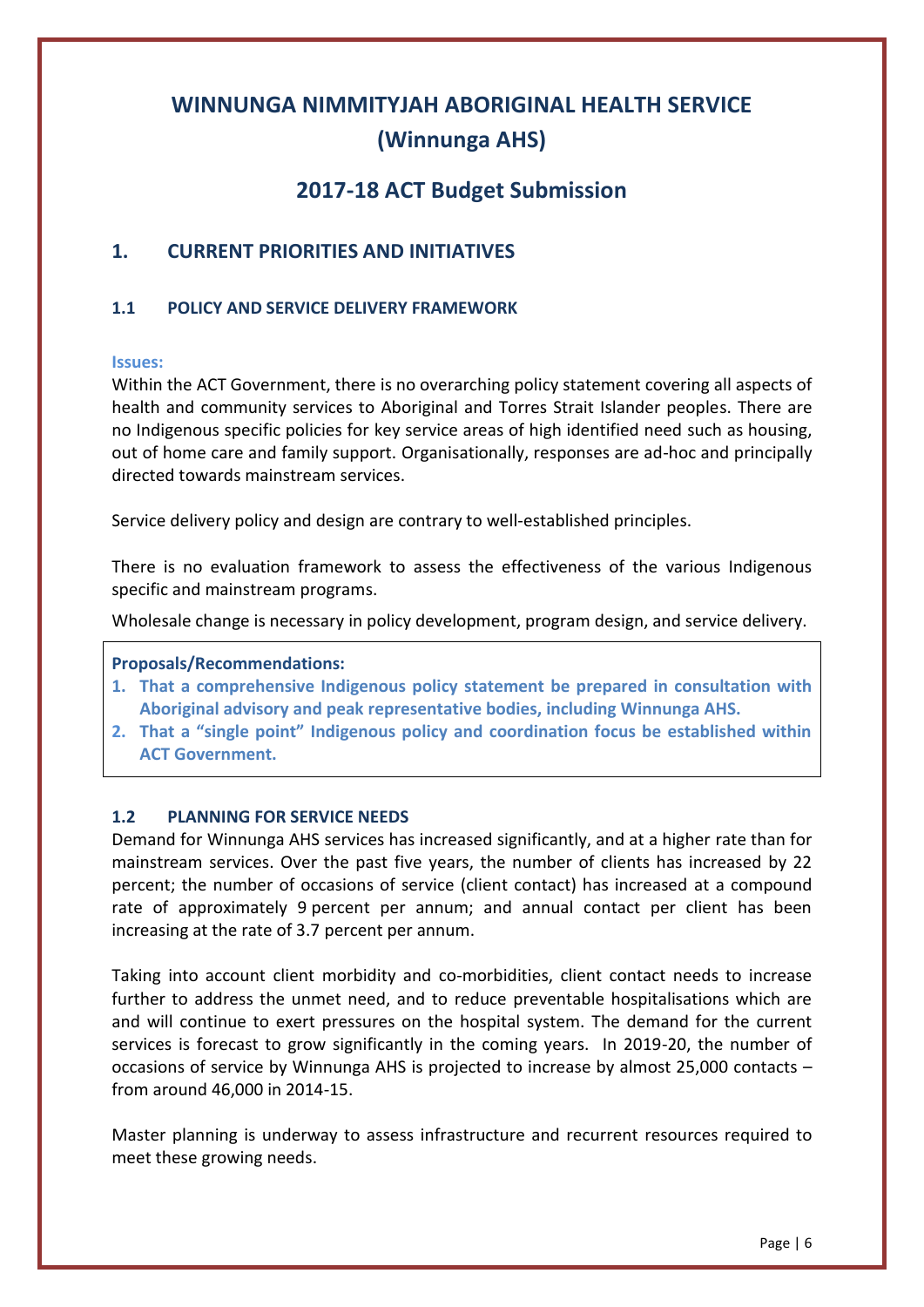# WINNUNGA NIMMITYJAH ABORIGINAL HEALTH SERVICE (Winnunga AHS)

## 2017-18 ACT Budget Submission

## 1. CURRENT PRIORITIES AND INITIATIVES

### 1.1 POLICY AND SERVICE DELIVERY FRAMEWORK

**Issues:**

Within the ACT Government, there is no overarching policy statement covering all aspects of health and community services to Aboriginal and Torres Strait Islander peoples. There are no Indigenous specific policies for key service areas of high identified need such as housing, out of home care and family support. Organisationally, responses are ad-hoc and principally directed towards mainstream services.

Service delivery policy and design are contrary to well-established principles.

There is no evaluation framework to assess the effectiveness of the various Indigenous specific and mainstream programs.

Wholesale change is necessary in policy development, program design, and service delivery.

**Proposals/Recommendations:**

1. **That a comprehensive Indigenous policy statement be prepared in consultation with Aboriginal advisory and peak representative bodies, including Winnunga AHS.**
2. **That a "single point" Indigenous policy and coordination focus be established within ACT Government.**

### 1.2 PLANNING FOR SERVICE NEEDS

Demand for Winnunga AHS services has increased significantly, and at a higher rate than for mainstream services. Over the past five years, the number of clients has increased by 22 percent; the number of occasions of service (client contact) has increased at a compound rate of approximately 9 percent per annum; and annual contact per client has been increasing at the rate of 3.7 percent per annum.

Taking into account client morbidity and co-morbidities, client contact needs to increase further to address the unmet need, and to reduce preventable hospitalisations which are and will continue to exert pressures on the hospital system. The demand for the current services is forecast to grow significantly in the coming years. In 2019-20, the number of occasions of service by Winnunga AHS is projected to increase by almost 25,000 contacts – from around 46,000 in 2014-15.

Master planning is underway to assess infrastructure and recurrent resources required to meet these growing needs.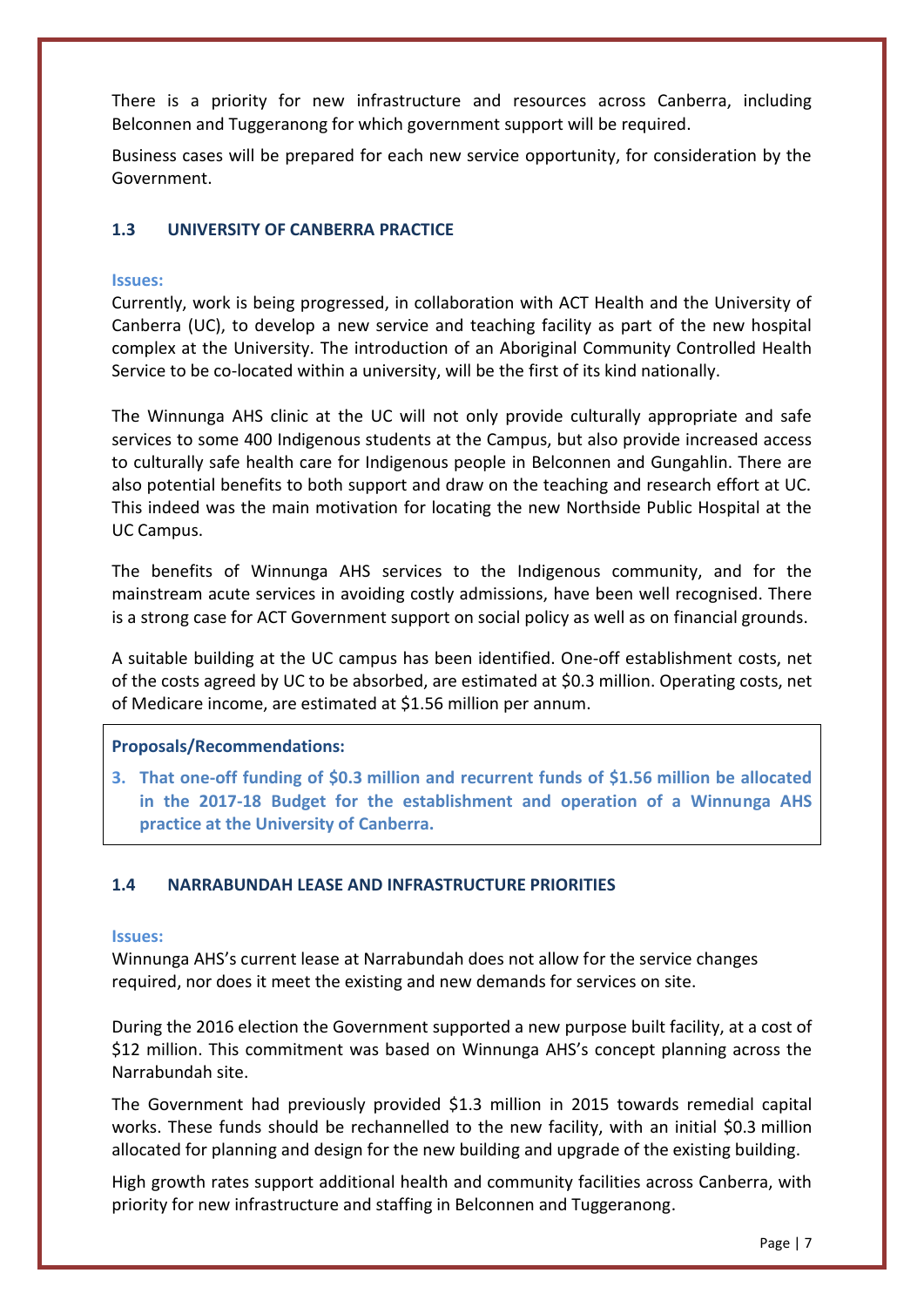There is a priority for new infrastructure and resources across Canberra, including Belconnen and Tuggeranong for which government support will be required.

Business cases will be prepared for each new service opportunity, for consideration by the Government.

### 1.3 UNIVERSITY OF CANBERRA PRACTICE

**Issues:**

Currently, work is being progressed, in collaboration with ACT Health and the University of Canberra (UC), to develop a new service and teaching facility as part of the new hospital complex at the University. The introduction of an Aboriginal Community Controlled Health Service to be co-located within a university, will be the first of its kind nationally.

The Winnunga AHS clinic at the UC will not only provide culturally appropriate and safe services to some 400 Indigenous students at the Campus, but also provide increased access to culturally safe health care for Indigenous people in Belconnen and Gungahlin. There are also potential benefits to both support and draw on the teaching and research effort at UC. This indeed was the main motivation for locating the new Northside Public Hospital at the UC Campus.

The benefits of Winnunga AHS services to the Indigenous community, and for the mainstream acute services in avoiding costly admissions, have been well recognised. There is a strong case for ACT Government support on social policy as well as on financial grounds.

A suitable building at the UC campus has been identified. One-off establishment costs, net of the costs agreed by UC to be absorbed, are estimated at $0.3 million. Operating costs, net of Medicare income, are estimated at $1.56 million per annum.

**Proposals/Recommendations:**

3. **That one-off funding of $0.3 million and recurrent funds of $1.56 million be allocated in the 2017-18 Budget for the establishment and operation of a Winnunga AHS practice at the University of Canberra.**

### 1.4 NARRABUNDAH LEASE AND INFRASTRUCTURE PRIORITIES

**Issues:**

Winnunga AHS's current lease at Narrabundah does not allow for the service changes required, nor does it meet the existing and new demands for services on site.

During the 2016 election the Government supported a new purpose built facility, at a cost of $12 million. This commitment was based on Winnunga AHS's concept planning across the Narrabundah site.

The Government had previously provided $1.3 million in 2015 towards remedial capital works. These funds should be rechannelled to the new facility, with an initial $0.3 million allocated for planning and design for the new building and upgrade of the existing building.

High growth rates support additional health and community facilities across Canberra, with priority for new infrastructure and staffing in Belconnen and Tuggeranong.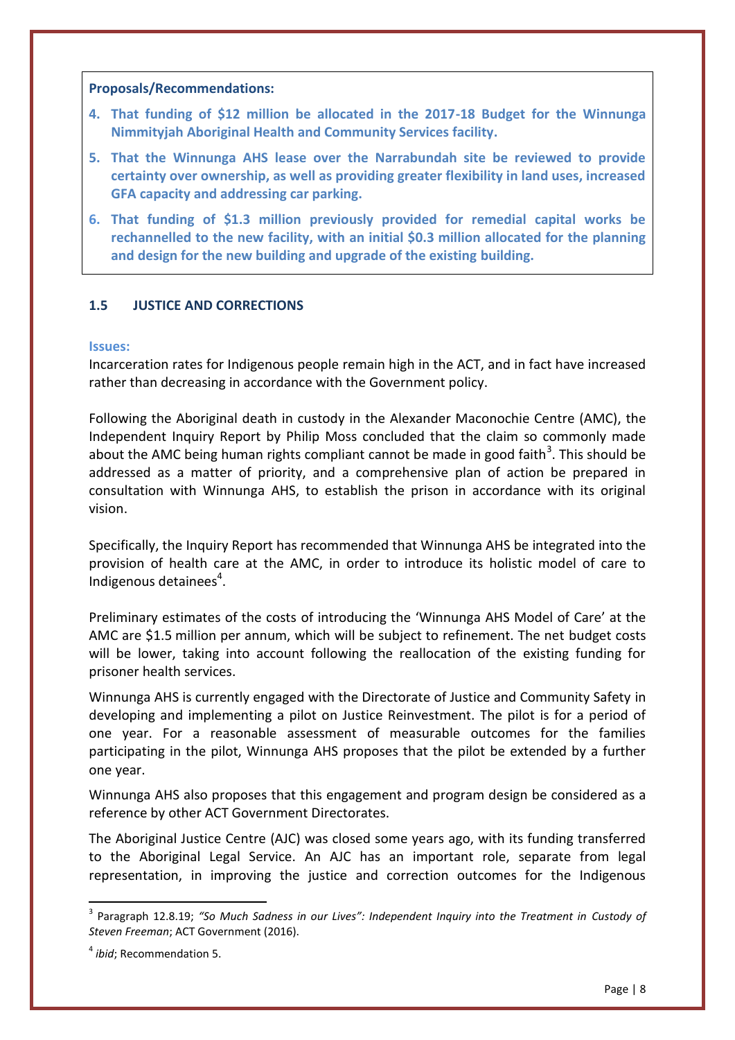**Proposals/Recommendations:**

4. **That funding of $12 million be allocated in the 2017-18 Budget for the Winnunga Nimmityjah Aboriginal Health and Community Services facility.**
5. **That the Winnunga AHS lease over the Narrabundah site be reviewed to provide certainty over ownership, as well as providing greater flexibility in land uses, increased GFA capacity and addressing car parking.**
6. **That funding of $1.3 million previously provided for remedial capital works be rechannelled to the new facility, with an initial $0.3 million allocated for the planning and design for the new building and upgrade of the existing building.**

### 1.5 JUSTICE AND CORRECTIONS

**Issues:**

Incarceration rates for Indigenous people remain high in the ACT, and in fact have increased rather than decreasing in accordance with the Government policy.

Following the Aboriginal death in custody in the Alexander Maconochie Centre (AMC), the Independent Inquiry Report by Philip Moss concluded that the claim so commonly made about the AMC being human rights compliant cannot be made in good faith[3]. This should be addressed as a matter of priority, and a comprehensive plan of action be prepared in consultation with Winnunga AHS, to establish the prison in accordance with its original vision.

Specifically, the Inquiry Report has recommended that Winnunga AHS be integrated into the provision of health care at the AMC, in order to introduce its holistic model of care to Indigenous detainees[4].

Preliminary estimates of the costs of introducing the 'Winnunga AHS Model of Care' at the AMC are $1.5 million per annum, which will be subject to refinement. The net budget costs will be lower, taking into account following the reallocation of the existing funding for prisoner health services.

Winnunga AHS is currently engaged with the Directorate of Justice and Community Safety in developing and implementing a pilot on Justice Reinvestment. The pilot is for a period of one year. For a reasonable assessment of measurable outcomes for the families participating in the pilot, Winnunga AHS proposes that the pilot be extended by a further one year.

Winnunga AHS also proposes that this engagement and program design be considered as a reference by other ACT Government Directorates.

The Aboriginal Justice Centre (AJC) was closed some years ago, with its funding transferred to the Aboriginal Legal Service. An AJC has an important role, separate from legal representation, in improving the justice and correction outcomes for the Indigenous

---

[3] Paragraph 12.8.19; *"So Much Sadness in our Lives": Independent Inquiry into the Treatment in Custody of Steven Freeman*; ACT Government (2016).

[4] *ibid*; Recommendation 5.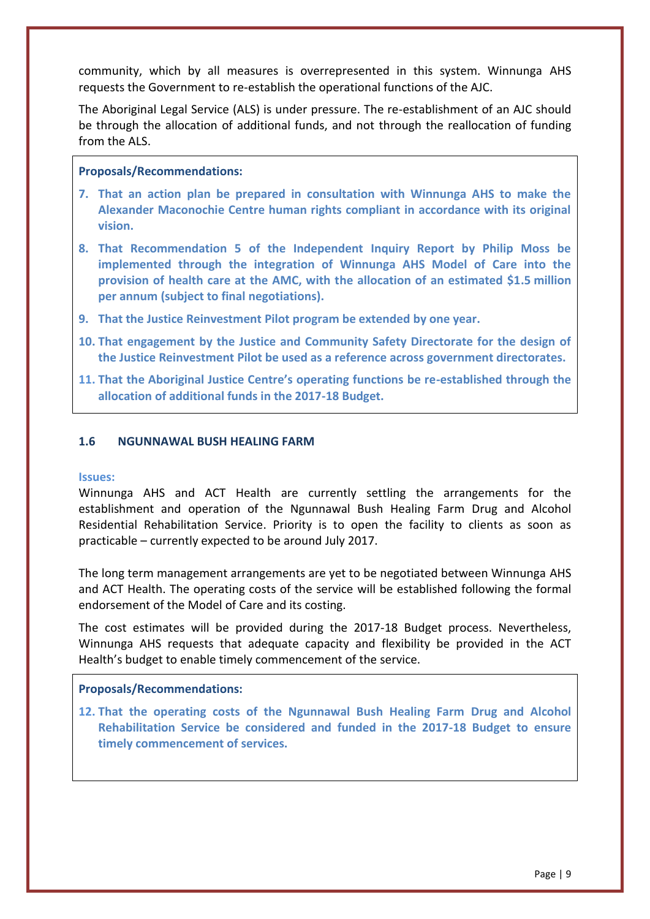community, which by all measures is overrepresented in this system. Winnunga AHS requests the Government to re-establish the operational functions of the AJC.

The Aboriginal Legal Service (ALS) is under pressure. The re-establishment of an AJC should be through the allocation of additional funds, and not through the reallocation of funding from the ALS.

**Proposals/Recommendations:**

7. **That an action plan be prepared in consultation with Winnunga AHS to make the Alexander Maconochie Centre human rights compliant in accordance with its original vision.**
8. **That Recommendation 5 of the Independent Inquiry Report by Philip Moss be implemented through the integration of Winnunga AHS Model of Care into the provision of health care at the AMC, with the allocation of an estimated $1.5 million per annum (subject to final negotiations).**
9. **That the Justice Reinvestment Pilot program be extended by one year.**
10. **That engagement by the Justice and Community Safety Directorate for the design of the Justice Reinvestment Pilot be used as a reference across government directorates.**
11. **That the Aboriginal Justice Centre's operating functions be re-established through the allocation of additional funds in the 2017-18 Budget.**

### 1.6 NGUNNAWAL BUSH HEALING FARM

**Issues:**

Winnunga AHS and ACT Health are currently settling the arrangements for the establishment and operation of the Ngunnawal Bush Healing Farm Drug and Alcohol Residential Rehabilitation Service. Priority is to open the facility to clients as soon as practicable – currently expected to be around July 2017.

The long term management arrangements are yet to be negotiated between Winnunga AHS and ACT Health. The operating costs of the service will be established following the formal endorsement of the Model of Care and its costing.

The cost estimates will be provided during the 2017-18 Budget process. Nevertheless, Winnunga AHS requests that adequate capacity and flexibility be provided in the ACT Health's budget to enable timely commencement of the service.

**Proposals/Recommendations:**

12. **That the operating costs of the Ngunnawal Bush Healing Farm Drug and Alcohol Rehabilitation Service be considered and funded in the 2017-18 Budget to ensure timely commencement of services.**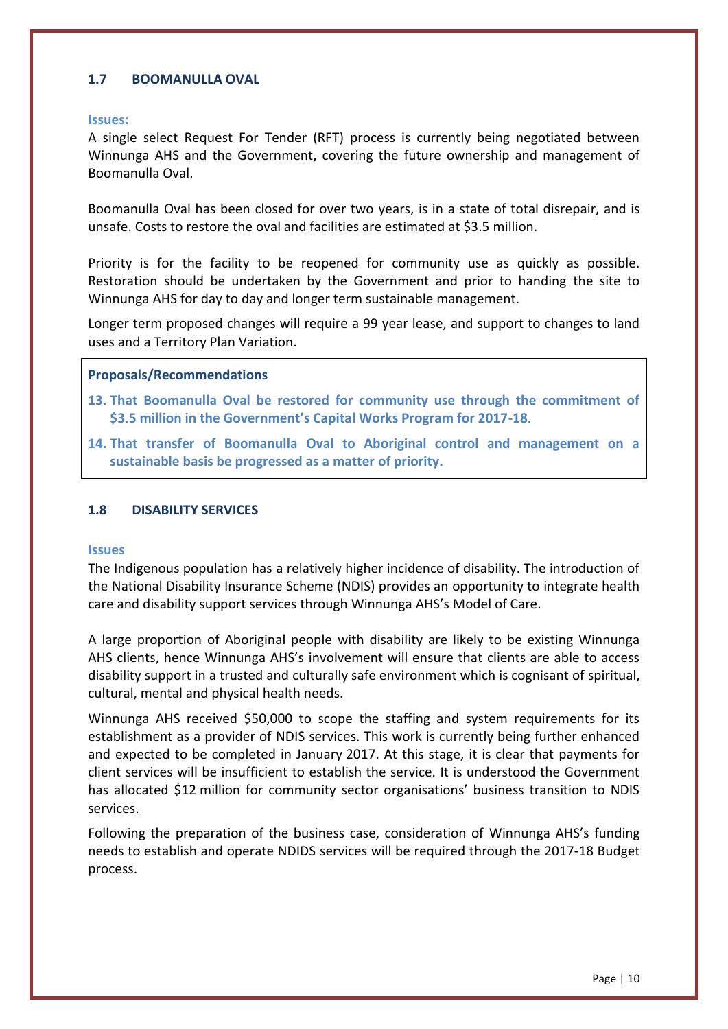### 1.7 BOOMANULLA OVAL

**Issues:**

A single select Request For Tender (RFT) process is currently being negotiated between Winnunga AHS and the Government, covering the future ownership and management of Boomanulla Oval.

Boomanulla Oval has been closed for over two years, is in a state of total disrepair, and is unsafe. Costs to restore the oval and facilities are estimated at $3.5 million.

Priority is for the facility to be reopened for community use as quickly as possible. Restoration should be undertaken by the Government and prior to handing the site to Winnunga AHS for day to day and longer term sustainable management.

Longer term proposed changes will require a 99 year lease, and support to changes to land uses and a Territory Plan Variation.

**Proposals/Recommendations**

13. **That Boomanulla Oval be restored for community use through the commitment of $3.5 million in the Government's Capital Works Program for 2017-18.**
14. **That transfer of Boomanulla Oval to Aboriginal control and management on a sustainable basis be progressed as a matter of priority.**

### 1.8 DISABILITY SERVICES

**Issues**

The Indigenous population has a relatively higher incidence of disability. The introduction of the National Disability Insurance Scheme (NDIS) provides an opportunity to integrate health care and disability support services through Winnunga AHS's Model of Care.

A large proportion of Aboriginal people with disability are likely to be existing Winnunga AHS clients, hence Winnunga AHS's involvement will ensure that clients are able to access disability support in a trusted and culturally safe environment which is cognisant of spiritual, cultural, mental and physical health needs.

Winnunga AHS received $50,000 to scope the staffing and system requirements for its establishment as a provider of NDIS services. This work is currently being further enhanced and expected to be completed in January 2017. At this stage, it is clear that payments for client services will be insufficient to establish the service. It is understood the Government has allocated $12 million for community sector organisations' business transition to NDIS services.

Following the preparation of the business case, consideration of Winnunga AHS's funding needs to establish and operate NDIDS services will be required through the 2017-18 Budget process.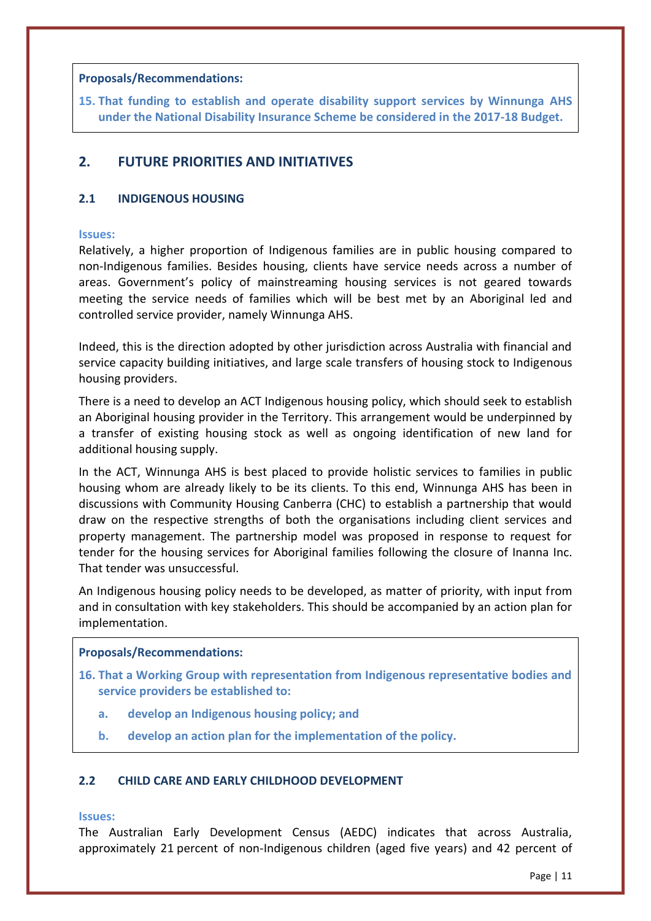**Proposals/Recommendations:**

**15. That funding to establish and operate disability support services by Winnunga AHS under the National Disability Insurance Scheme be considered in the 2017-18 Budget.**

## 2. FUTURE PRIORITIES AND INITIATIVES

### 2.1 INDIGENOUS HOUSING

**Issues:**

Relatively, a higher proportion of Indigenous families are in public housing compared to non-Indigenous families. Besides housing, clients have service needs across a number of areas. Government's policy of mainstreaming housing services is not geared towards meeting the service needs of families which will be best met by an Aboriginal led and controlled service provider, namely Winnunga AHS.

Indeed, this is the direction adopted by other jurisdiction across Australia with financial and service capacity building initiatives, and large scale transfers of housing stock to Indigenous housing providers.

There is a need to develop an ACT Indigenous housing policy, which should seek to establish an Aboriginal housing provider in the Territory. This arrangement would be underpinned by a transfer of existing housing stock as well as ongoing identification of new land for additional housing supply.

In the ACT, Winnunga AHS is best placed to provide holistic services to families in public housing whom are already likely to be its clients. To this end, Winnunga AHS has been in discussions with Community Housing Canberra (CHC) to establish a partnership that would draw on the respective strengths of both the organisations including client services and property management. The partnership model was proposed in response to request for tender for the housing services for Aboriginal families following the closure of Inanna Inc. That tender was unsuccessful.

An Indigenous housing policy needs to be developed, as matter of priority, with input from and in consultation with key stakeholders. This should be accompanied by an action plan for implementation.

**Proposals/Recommendations:**

**16. That a Working Group with representation from Indigenous representative bodies and service providers be established to:**

**a. develop an Indigenous housing policy; and**

**b. develop an action plan for the implementation of the policy.**

### 2.2 CHILD CARE AND EARLY CHILDHOOD DEVELOPMENT

**Issues:**

The Australian Early Development Census (AEDC) indicates that across Australia, approximately 21 percent of non-Indigenous children (aged five years) and 42 percent of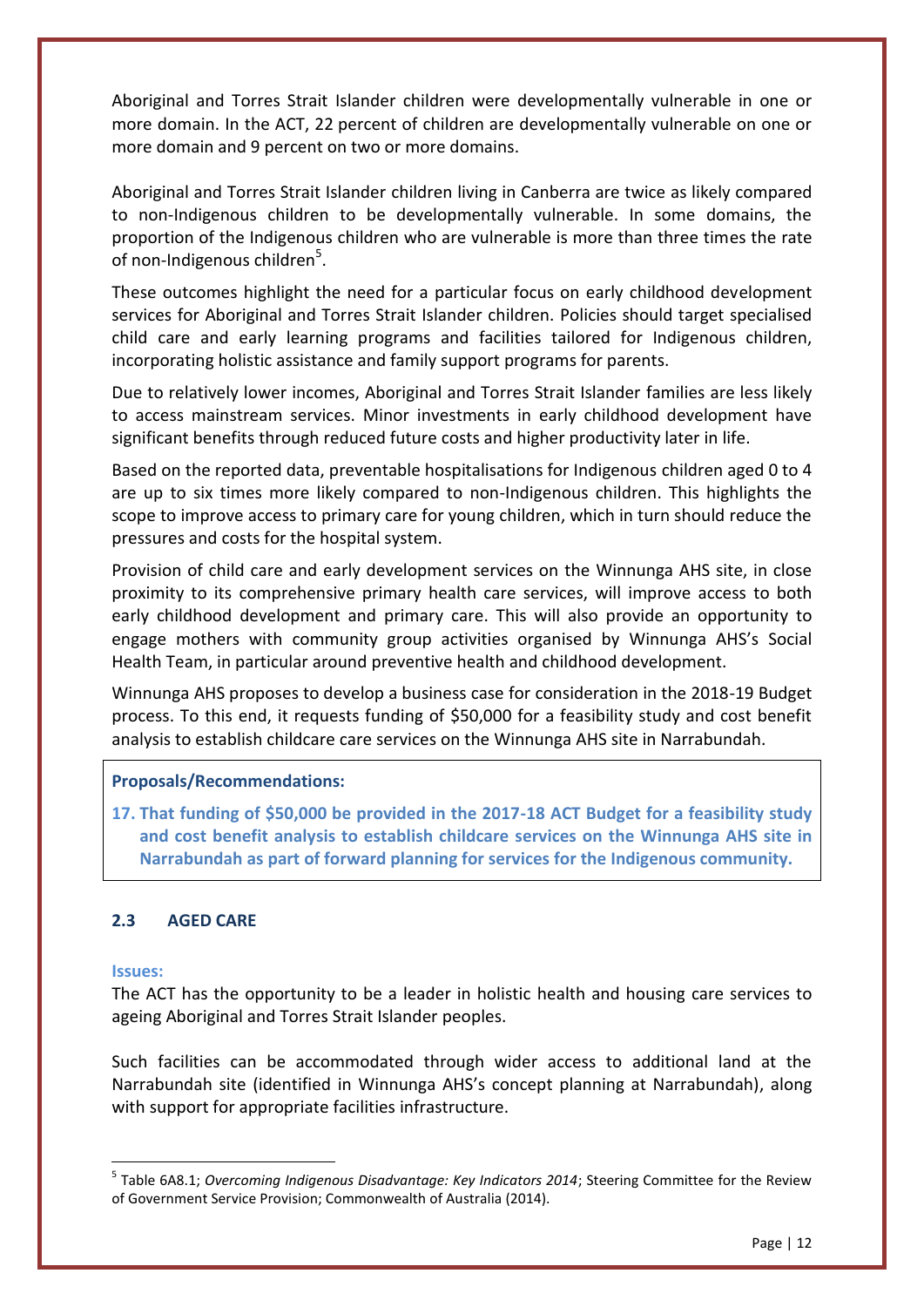Aboriginal and Torres Strait Islander children were developmentally vulnerable in one or more domain. In the ACT, 22 percent of children are developmentally vulnerable on one or more domain and 9 percent on two or more domains.

Aboriginal and Torres Strait Islander children living in Canberra are twice as likely compared to non-Indigenous children to be developmentally vulnerable. In some domains, the proportion of the Indigenous children who are vulnerable is more than three times the rate of non-Indigenous children[5].

These outcomes highlight the need for a particular focus on early childhood development services for Aboriginal and Torres Strait Islander children. Policies should target specialised child care and early learning programs and facilities tailored for Indigenous children, incorporating holistic assistance and family support programs for parents.

Due to relatively lower incomes, Aboriginal and Torres Strait Islander families are less likely to access mainstream services. Minor investments in early childhood development have significant benefits through reduced future costs and higher productivity later in life.

Based on the reported data, preventable hospitalisations for Indigenous children aged 0 to 4 are up to six times more likely compared to non-Indigenous children. This highlights the scope to improve access to primary care for young children, which in turn should reduce the pressures and costs for the hospital system.

Provision of child care and early development services on the Winnunga AHS site, in close proximity to its comprehensive primary health care services, will improve access to both early childhood development and primary care. This will also provide an opportunity to engage mothers with community group activities organised by Winnunga AHS's Social Health Team, in particular around preventive health and childhood development.

Winnunga AHS proposes to develop a business case for consideration in the 2018-19 Budget process. To this end, it requests funding of $50,000 for a feasibility study and cost benefit analysis to establish childcare care services on the Winnunga AHS site in Narrabundah.

**Proposals/Recommendations:**

17. **That funding of $50,000 be provided in the 2017-18 ACT Budget for a feasibility study and cost benefit analysis to establish childcare services on the Winnunga AHS site in Narrabundah as part of forward planning for services for the Indigenous community.**

### 2.3 AGED CARE

**Issues:**

The ACT has the opportunity to be a leader in holistic health and housing care services to ageing Aboriginal and Torres Strait Islander peoples.

Such facilities can be accommodated through wider access to additional land at the Narrabundah site (identified in Winnunga AHS's concept planning at Narrabundah), along with support for appropriate facilities infrastructure.

---

[5] Table 6A8.1; *Overcoming Indigenous Disadvantage: Key Indicators 2014*; Steering Committee for the Review of Government Service Provision; Commonwealth of Australia (2014).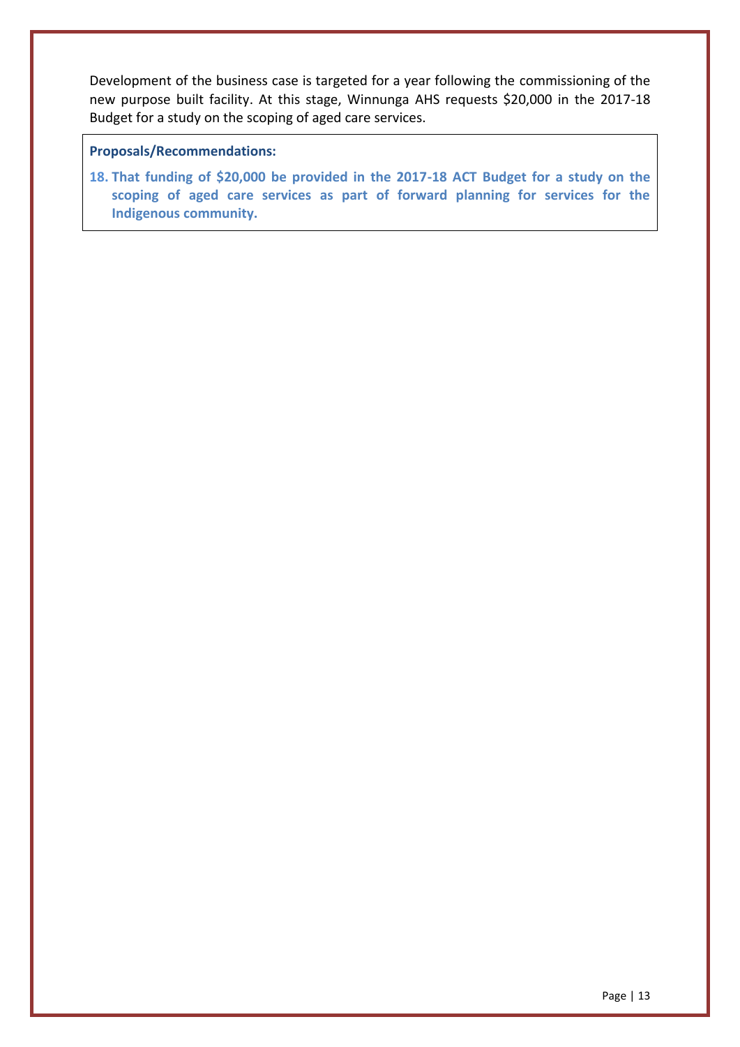Development of the business case is targeted for a year following the commissioning of the new purpose built facility. At this stage, Winnunga AHS requests $20,000 in the 2017-18 Budget for a study on the scoping of aged care services.

**Proposals/Recommendations:**

18. **That funding of $20,000 be provided in the 2017-18 ACT Budget for a study on the scoping of aged care services as part of forward planning for services for the Indigenous community.**